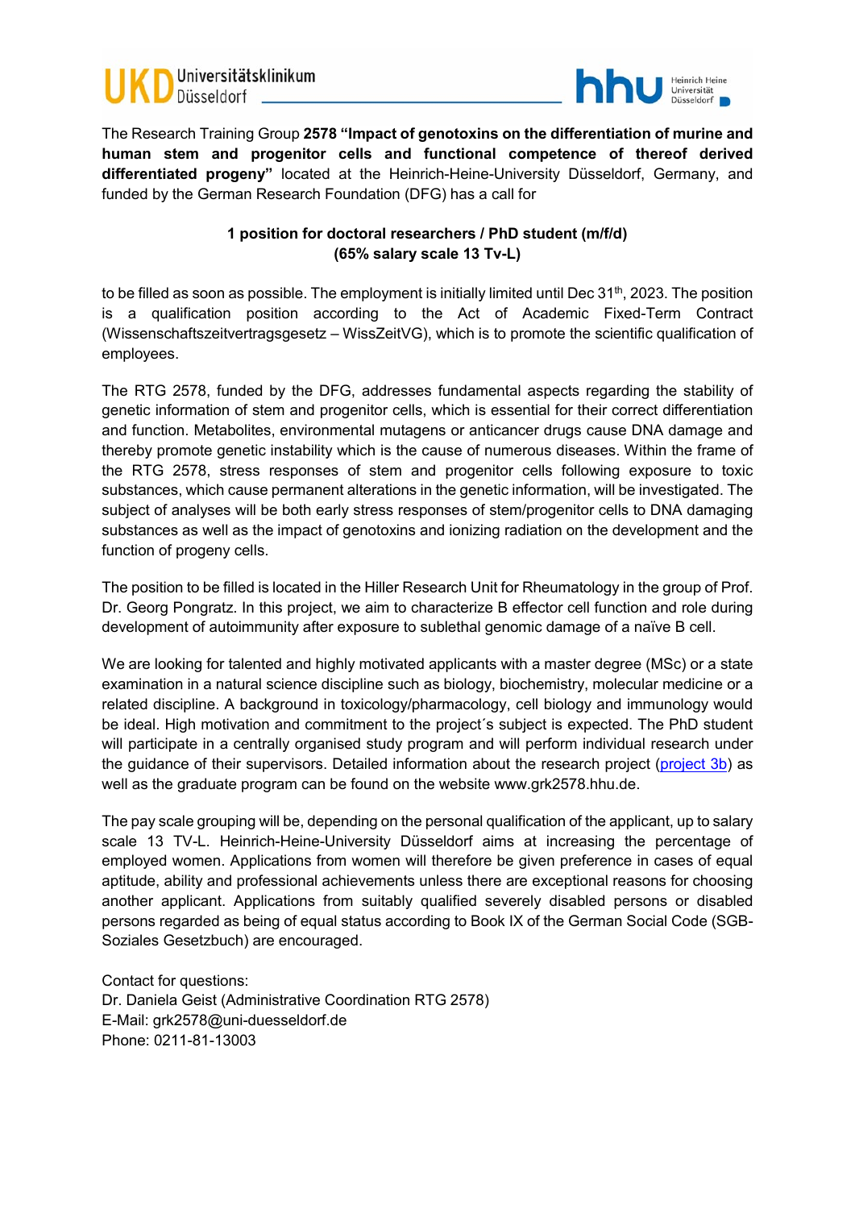The Research Training Group **2578 "Impact of genotoxins on the differentiation of murine and human stem and progenitor cells and functional competence of thereof derived differentiated progeny"** located at the Heinrich-Heine-University Düsseldorf, Germany, and funded by the German Research Foundation (DFG) has a call for

**1 position for doctoral researchers / PhD student (m/f/d)**
**(65% salary scale 13 Tv-L)**

to be filled as soon as possible. The employment is initially limited until Dec 31th, 2023. The position is a qualification position according to the Act of Academic Fixed-Term Contract (Wissenschaftszeitvertragsgesetz – WissZeitVG), which is to promote the scientific qualification of employees.

The RTG 2578, funded by the DFG, addresses fundamental aspects regarding the stability of genetic information of stem and progenitor cells, which is essential for their correct differentiation and function. Metabolites, environmental mutagens or anticancer drugs cause DNA damage and thereby promote genetic instability which is the cause of numerous diseases. Within the frame of the RTG 2578, stress responses of stem and progenitor cells following exposure to toxic substances, which cause permanent alterations in the genetic information, will be investigated. The subject of analyses will be both early stress responses of stem/progenitor cells to DNA damaging substances as well as the impact of genotoxins and ionizing radiation on the development and the function of progeny cells.

The position to be filled is located in the Hiller Research Unit for Rheumatology in the group of Prof. Dr. Georg Pongratz. In this project, we aim to characterize B effector cell function and role during development of autoimmunity after exposure to sublethal genomic damage of a naïve B cell.

We are looking for talented and highly motivated applicants with a master degree (MSc) or a state examination in a natural science discipline such as biology, biochemistry, molecular medicine or a related discipline. A background in toxicology/pharmacology, cell biology and immunology would be ideal. High motivation and commitment to the project´s subject is expected. The PhD student will participate in a centrally organised study program and will perform individual research under the guidance of their supervisors. Detailed information about the research project (project 3b) as well as the graduate program can be found on the website www.grk2578.hhu.de.

The pay scale grouping will be, depending on the personal qualification of the applicant, up to salary scale 13 TV-L. Heinrich-Heine-University Düsseldorf aims at increasing the percentage of employed women. Applications from women will therefore be given preference in cases of equal aptitude, ability and professional achievements unless there are exceptional reasons for choosing another applicant. Applications from suitably qualified severely disabled persons or disabled persons regarded as being of equal status according to Book IX of the German Social Code (SGB-Soziales Gesetzbuch) are encouraged.

Contact for questions:
Dr. Daniela Geist (Administrative Coordination RTG 2578)
E-Mail: grk2578@uni-duesseldorf.de
Phone: 0211-81-13003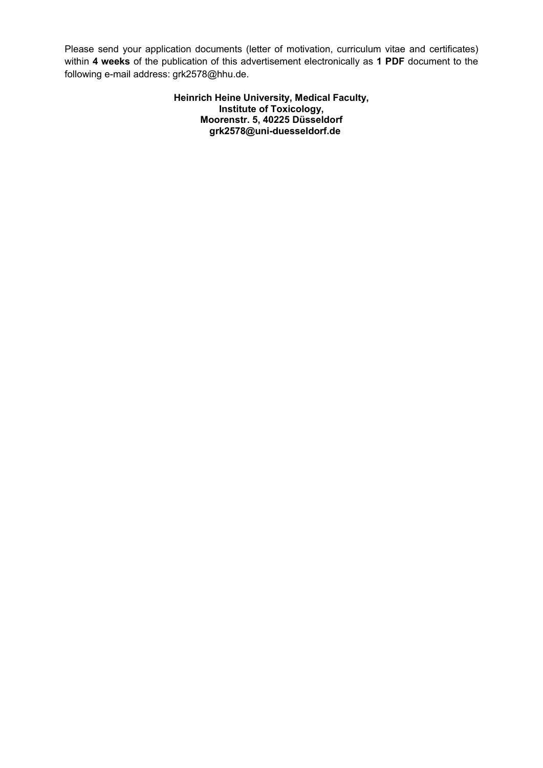Please send your application documents (letter of motivation, curriculum vitae and certificates) within **4 weeks** of the publication of this advertisement electronically as **1 PDF** document to the following e-mail address: grk2578@hhu.de.

**Heinrich Heine University, Medical Faculty,**
**Institute of Toxicology,**
**Moorenstr. 5, 40225 Düsseldorf**
**grk2578@uni-duesseldorf.de**